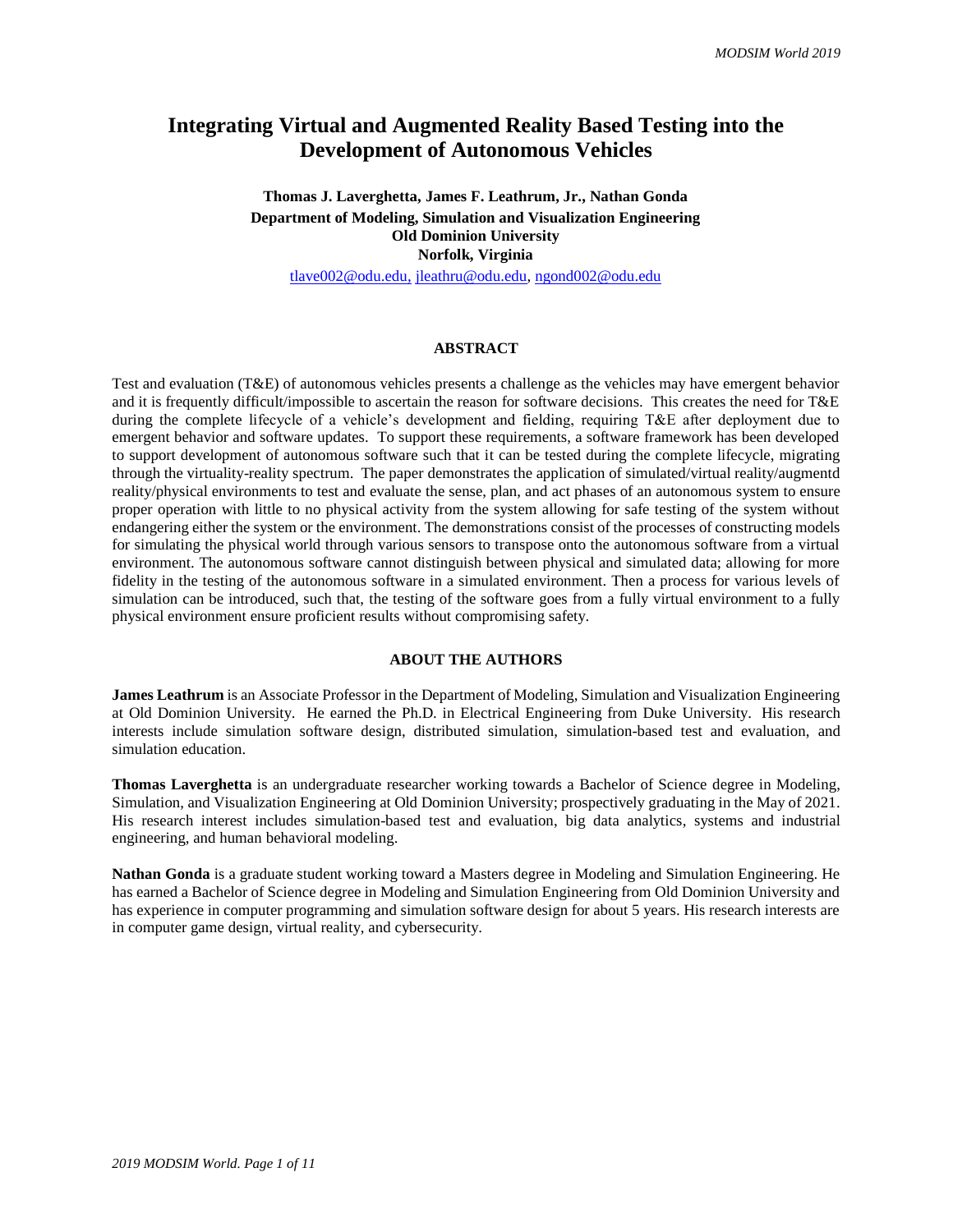# Integrating Virtual and Augmented Reality Based Testing into the Development of Autonomous Vehicles

**Thomas J. Laverghetta, James F. Leathrum, Jr., Nathan Gonda**
**Department of Modeling, Simulation and Visualization Engineering**
**Old Dominion University**
**Norfolk, Virginia**

tlave002@odu.edu, jleathru@odu.edu, ngond002@odu.edu

## ABSTRACT

Test and evaluation (T&E) of autonomous vehicles presents a challenge as the vehicles may have emergent behavior and it is frequently difficult/impossible to ascertain the reason for software decisions. This creates the need for T&E during the complete lifecycle of a vehicle's development and fielding, requiring T&E after deployment due to emergent behavior and software updates. To support these requirements, a software framework has been developed to support development of autonomous software such that it can be tested during the complete lifecycle, migrating through the virtuality-reality spectrum. The paper demonstrates the application of simulated/virtual reality/augmentd reality/physical environments to test and evaluate the sense, plan, and act phases of an autonomous system to ensure proper operation with little to no physical activity from the system allowing for safe testing of the system without endangering either the system or the environment. The demonstrations consist of the processes of constructing models for simulating the physical world through various sensors to transpose onto the autonomous software from a virtual environment. The autonomous software cannot distinguish between physical and simulated data; allowing for more fidelity in the testing of the autonomous software in a simulated environment. Then a process for various levels of simulation can be introduced, such that, the testing of the software goes from a fully virtual environment to a fully physical environment ensure proficient results without compromising safety.

## ABOUT THE AUTHORS

**James Leathrum** is an Associate Professor in the Department of Modeling, Simulation and Visualization Engineering at Old Dominion University. He earned the Ph.D. in Electrical Engineering from Duke University. His research interests include simulation software design, distributed simulation, simulation-based test and evaluation, and simulation education.

**Thomas Laverghetta** is an undergraduate researcher working towards a Bachelor of Science degree in Modeling, Simulation, and Visualization Engineering at Old Dominion University; prospectively graduating in the May of 2021. His research interest includes simulation-based test and evaluation, big data analytics, systems and industrial engineering, and human behavioral modeling.

**Nathan Gonda** is a graduate student working toward a Masters degree in Modeling and Simulation Engineering. He has earned a Bachelor of Science degree in Modeling and Simulation Engineering from Old Dominion University and has experience in computer programming and simulation software design for about 5 years. His research interests are in computer game design, virtual reality, and cybersecurity.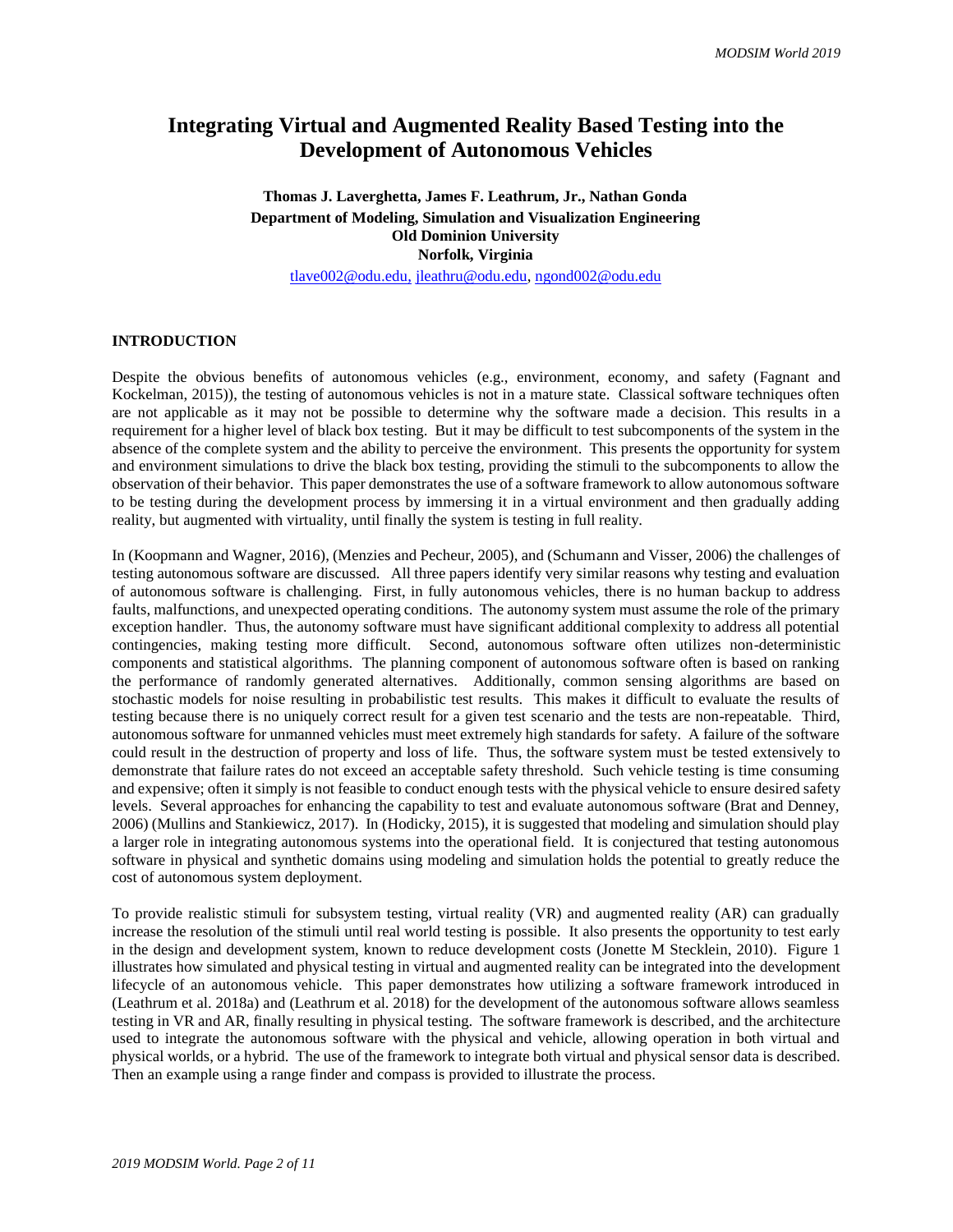# Integrating Virtual and Augmented Reality Based Testing into the Development of Autonomous Vehicles

**Thomas J. Laverghetta, James F. Leathrum, Jr., Nathan Gonda**
**Department of Modeling, Simulation and Visualization Engineering**
**Old Dominion University**
**Norfolk, Virginia**

tlave002@odu.edu, jleathru@odu.edu, ngond002@odu.edu

## INTRODUCTION

Despite the obvious benefits of autonomous vehicles (e.g., environment, economy, and safety (Fagnant and Kockelman, 2015)), the testing of autonomous vehicles is not in a mature state. Classical software techniques often are not applicable as it may not be possible to determine why the software made a decision. This results in a requirement for a higher level of black box testing. But it may be difficult to test subcomponents of the system in the absence of the complete system and the ability to perceive the environment. This presents the opportunity for system and environment simulations to drive the black box testing, providing the stimuli to the subcomponents to allow the observation of their behavior. This paper demonstrates the use of a software framework to allow autonomous software to be testing during the development process by immersing it in a virtual environment and then gradually adding reality, but augmented with virtuality, until finally the system is testing in full reality.

In (Koopmann and Wagner, 2016), (Menzies and Pecheur, 2005), and (Schumann and Visser, 2006) the challenges of testing autonomous software are discussed. All three papers identify very similar reasons why testing and evaluation of autonomous software is challenging. First, in fully autonomous vehicles, there is no human backup to address faults, malfunctions, and unexpected operating conditions. The autonomy system must assume the role of the primary exception handler. Thus, the autonomy software must have significant additional complexity to address all potential contingencies, making testing more difficult. Second, autonomous software often utilizes non-deterministic components and statistical algorithms. The planning component of autonomous software often is based on ranking the performance of randomly generated alternatives. Additionally, common sensing algorithms are based on stochastic models for noise resulting in probabilistic test results. This makes it difficult to evaluate the results of testing because there is no uniquely correct result for a given test scenario and the tests are non-repeatable. Third, autonomous software for unmanned vehicles must meet extremely high standards for safety. A failure of the software could result in the destruction of property and loss of life. Thus, the software system must be tested extensively to demonstrate that failure rates do not exceed an acceptable safety threshold. Such vehicle testing is time consuming and expensive; often it simply is not feasible to conduct enough tests with the physical vehicle to ensure desired safety levels. Several approaches for enhancing the capability to test and evaluate autonomous software (Brat and Denney, 2006) (Mullins and Stankiewicz, 2017). In (Hodicky, 2015), it is suggested that modeling and simulation should play a larger role in integrating autonomous systems into the operational field. It is conjectured that testing autonomous software in physical and synthetic domains using modeling and simulation holds the potential to greatly reduce the cost of autonomous system deployment.

To provide realistic stimuli for subsystem testing, virtual reality (VR) and augmented reality (AR) can gradually increase the resolution of the stimuli until real world testing is possible. It also presents the opportunity to test early in the design and development system, known to reduce development costs (Jonette M Stecklein, 2010). Figure 1 illustrates how simulated and physical testing in virtual and augmented reality can be integrated into the development lifecycle of an autonomous vehicle. This paper demonstrates how utilizing a software framework introduced in (Leathrum et al. 2018a) and (Leathrum et al. 2018) for the development of the autonomous software allows seamless testing in VR and AR, finally resulting in physical testing. The software framework is described, and the architecture used to integrate the autonomous software with the physical and vehicle, allowing operation in both virtual and physical worlds, or a hybrid. The use of the framework to integrate both virtual and physical sensor data is described. Then an example using a range finder and compass is provided to illustrate the process.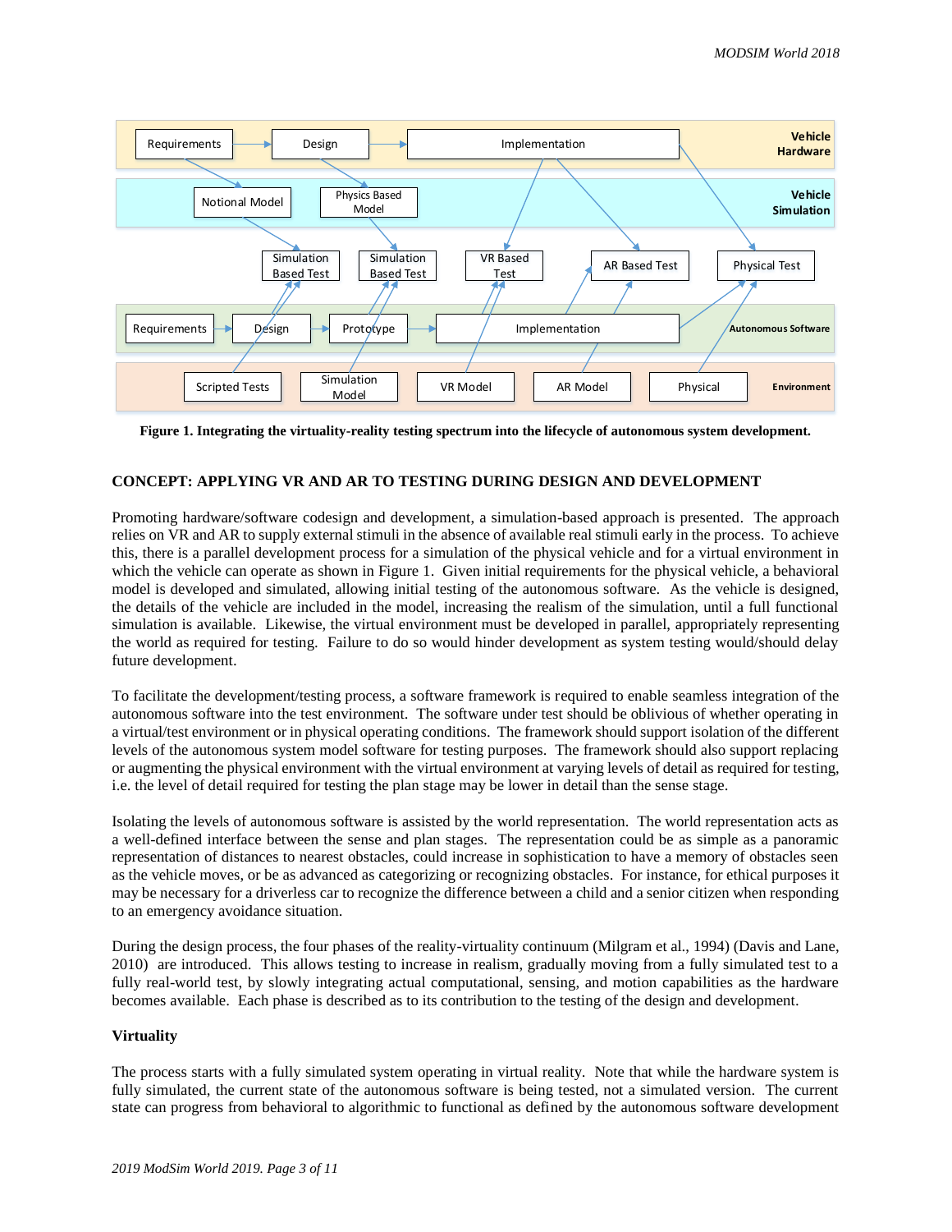Figure 1. Integrating the virtuality-reality testing spectrum into the lifecycle of autonomous system development.

## CONCEPT: APPLYING VR AND AR TO TESTING DURING DESIGN AND DEVELOPMENT

Promoting hardware/software codesign and development, a simulation-based approach is presented. The approach relies on VR and AR to supply external stimuli in the absence of available real stimuli early in the process. To achieve this, there is a parallel development process for a simulation of the physical vehicle and for a virtual environment in which the vehicle can operate as shown in Figure 1. Given initial requirements for the physical vehicle, a behavioral model is developed and simulated, allowing initial testing of the autonomous software. As the vehicle is designed, the details of the vehicle are included in the model, increasing the realism of the simulation, until a full functional simulation is available. Likewise, the virtual environment must be developed in parallel, appropriately representing the world as required for testing. Failure to do so would hinder development as system testing would/should delay future development.

To facilitate the development/testing process, a software framework is required to enable seamless integration of the autonomous software into the test environment. The software under test should be oblivious of whether operating in a virtual/test environment or in physical operating conditions. The framework should support isolation of the different levels of the autonomous system model software for testing purposes. The framework should also support replacing or augmenting the physical environment with the virtual environment at varying levels of detail as required for testing, i.e. the level of detail required for testing the plan stage may be lower in detail than the sense stage.

Isolating the levels of autonomous software is assisted by the world representation. The world representation acts as a well-defined interface between the sense and plan stages. The representation could be as simple as a panoramic representation of distances to nearest obstacles, could increase in sophistication to have a memory of obstacles seen as the vehicle moves, or be as advanced as categorizing or recognizing obstacles. For instance, for ethical purposes it may be necessary for a driverless car to recognize the difference between a child and a senior citizen when responding to an emergency avoidance situation.

During the design process, the four phases of the reality-virtuality continuum (Milgram et al., 1994) (Davis and Lane, 2010) are introduced. This allows testing to increase in realism, gradually moving from a fully simulated test to a fully real-world test, by slowly integrating actual computational, sensing, and motion capabilities as the hardware becomes available. Each phase is described as to its contribution to the testing of the design and development.

### Virtuality

The process starts with a fully simulated system operating in virtual reality. Note that while the hardware system is fully simulated, the current state of the autonomous software is being tested, not a simulated version. The current state can progress from behavioral to algorithmic to functional as defined by the autonomous software development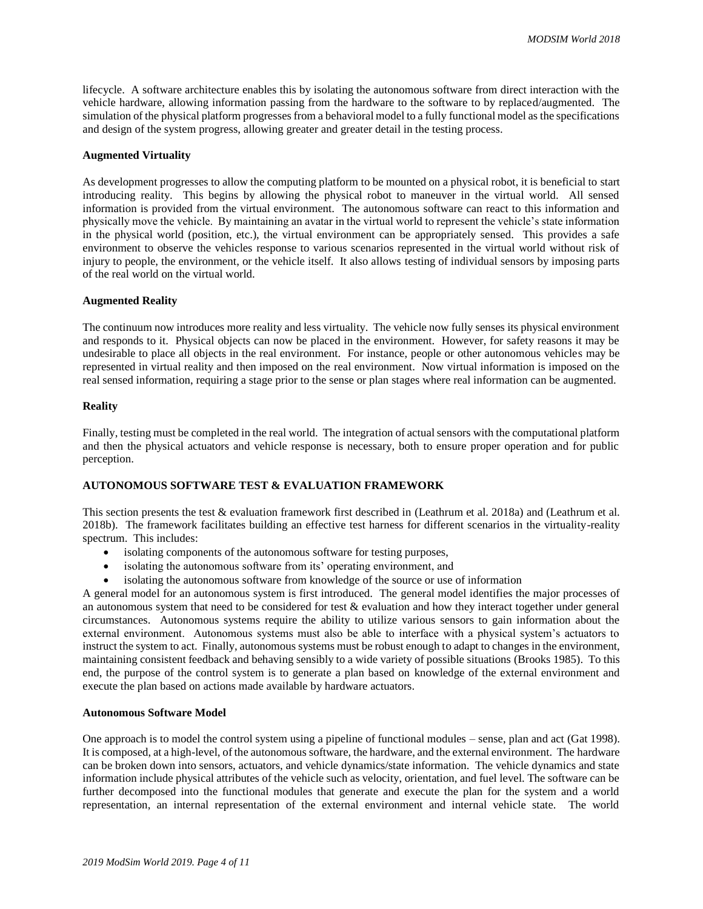lifecycle. A software architecture enables this by isolating the autonomous software from direct interaction with the vehicle hardware, allowing information passing from the hardware to the software to by replaced/augmented. The simulation of the physical platform progresses from a behavioral model to a fully functional model as the specifications and design of the system progress, allowing greater and greater detail in the testing process.

**Augmented Virtuality**

As development progresses to allow the computing platform to be mounted on a physical robot, it is beneficial to start introducing reality. This begins by allowing the physical robot to maneuver in the virtual world. All sensed information is provided from the virtual environment. The autonomous software can react to this information and physically move the vehicle. By maintaining an avatar in the virtual world to represent the vehicle's state information in the physical world (position, etc.), the virtual environment can be appropriately sensed. This provides a safe environment to observe the vehicles response to various scenarios represented in the virtual world without risk of injury to people, the environment, or the vehicle itself. It also allows testing of individual sensors by imposing parts of the real world on the virtual world.

**Augmented Reality**

The continuum now introduces more reality and less virtuality. The vehicle now fully senses its physical environment and responds to it. Physical objects can now be placed in the environment. However, for safety reasons it may be undesirable to place all objects in the real environment. For instance, people or other autonomous vehicles may be represented in virtual reality and then imposed on the real environment. Now virtual information is imposed on the real sensed information, requiring a stage prior to the sense or plan stages where real information can be augmented.

**Reality**

Finally, testing must be completed in the real world. The integration of actual sensors with the computational platform and then the physical actuators and vehicle response is necessary, both to ensure proper operation and for public perception.

**AUTONOMOUS SOFTWARE TEST & EVALUATION FRAMEWORK**

This section presents the test & evaluation framework first described in (Leathrum et al. 2018a) and (Leathrum et al. 2018b). The framework facilitates building an effective test harness for different scenarios in the virtuality-reality spectrum. This includes:

- isolating components of the autonomous software for testing purposes,
- isolating the autonomous software from its' operating environment, and
- isolating the autonomous software from knowledge of the source or use of information

A general model for an autonomous system is first introduced. The general model identifies the major processes of an autonomous system that need to be considered for test & evaluation and how they interact together under general circumstances. Autonomous systems require the ability to utilize various sensors to gain information about the external environment. Autonomous systems must also be able to interface with a physical system's actuators to instruct the system to act. Finally, autonomous systems must be robust enough to adapt to changes in the environment, maintaining consistent feedback and behaving sensibly to a wide variety of possible situations (Brooks 1985). To this end, the purpose of the control system is to generate a plan based on knowledge of the external environment and execute the plan based on actions made available by hardware actuators.

**Autonomous Software Model**

One approach is to model the control system using a pipeline of functional modules – sense, plan and act (Gat 1998). It is composed, at a high-level, of the autonomous software, the hardware, and the external environment. The hardware can be broken down into sensors, actuators, and vehicle dynamics/state information. The vehicle dynamics and state information include physical attributes of the vehicle such as velocity, orientation, and fuel level. The software can be further decomposed into the functional modules that generate and execute the plan for the system and a world representation, an internal representation of the external environment and internal vehicle state. The world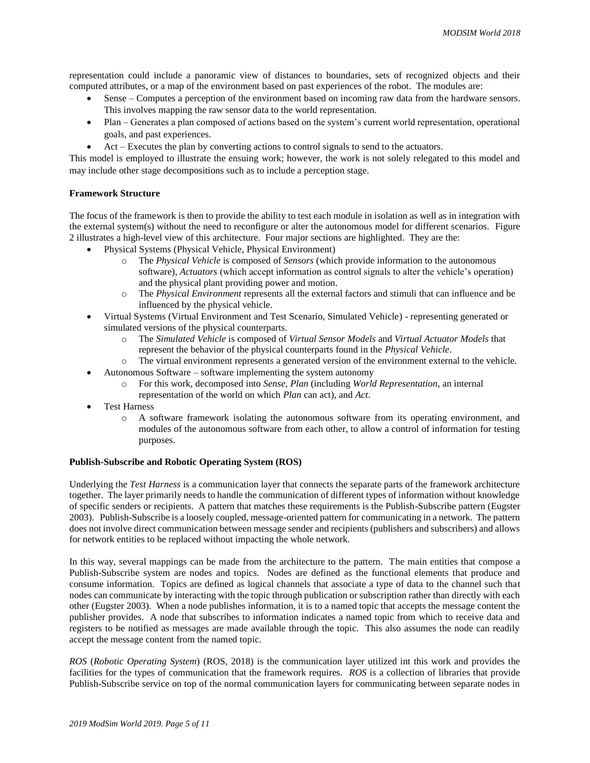representation could include a panoramic view of distances to boundaries, sets of recognized objects and their computed attributes, or a map of the environment based on past experiences of the robot. The modules are:

- Sense – Computes a perception of the environment based on incoming raw data from the hardware sensors. This involves mapping the raw sensor data to the world representation.
- Plan – Generates a plan composed of actions based on the system's current world representation, operational goals, and past experiences.
- Act – Executes the plan by converting actions to control signals to send to the actuators.

This model is employed to illustrate the ensuing work; however, the work is not solely relegated to this model and may include other stage decompositions such as to include a perception stage.

**Framework Structure**

The focus of the framework is then to provide the ability to test each module in isolation as well as in integration with the external system(s) without the need to reconfigure or alter the autonomous model for different scenarios. Figure 2 illustrates a high-level view of this architecture. Four major sections are highlighted. They are the:

- Physical Systems (Physical Vehicle, Physical Environment)
  - The *Physical Vehicle* is composed of *Sensors* (which provide information to the autonomous software), *Actuators* (which accept information as control signals to alter the vehicle's operation) and the physical plant providing power and motion.
  - The *Physical Environment* represents all the external factors and stimuli that can influence and be influenced by the physical vehicle.
- Virtual Systems (Virtual Environment and Test Scenario, Simulated Vehicle) - representing generated or simulated versions of the physical counterparts.
  - The *Simulated Vehicle* is composed of *Virtual Sensor Models* and *Virtual Actuator Models* that represent the behavior of the physical counterparts found in the *Physical Vehicle*.
  - The virtual environment represents a generated version of the environment external to the vehicle.
- Autonomous Software – software implementing the system autonomy
  - For this work, decomposed into *Sense*, *Plan* (including *World Representation*, an internal representation of the world on which *Plan* can act), and *Act*.
- Test Harness
  - A software framework isolating the autonomous software from its operating environment, and modules of the autonomous software from each other, to allow a control of information for testing purposes.

**Publish-Subscribe and Robotic Operating System (ROS)**

Underlying the *Test Harness* is a communication layer that connects the separate parts of the framework architecture together. The layer primarily needs to handle the communication of different types of information without knowledge of specific senders or recipients. A pattern that matches these requirements is the Publish-Subscribe pattern (Eugster 2003). Publish-Subscribe is a loosely coupled, message-oriented pattern for communicating in a network. The pattern does not involve direct communication between message sender and recipients (publishers and subscribers) and allows for network entities to be replaced without impacting the whole network.

In this way, several mappings can be made from the architecture to the pattern. The main entities that compose a Publish-Subscribe system are nodes and topics. Nodes are defined as the functional elements that produce and consume information. Topics are defined as logical channels that associate a type of data to the channel such that nodes can communicate by interacting with the topic through publication or subscription rather than directly with each other (Eugster 2003). When a node publishes information, it is to a named topic that accepts the message content the publisher provides. A node that subscribes to information indicates a named topic from which to receive data and registers to be notified as messages are made available through the topic. This also assumes the node can readily accept the message content from the named topic.

*ROS* (*Robotic Operating System*) (ROS, 2018) is the communication layer utilized int this work and provides the facilities for the types of communication that the framework requires. *ROS* is a collection of libraries that provide Publish-Subscribe service on top of the normal communication layers for communicating between separate nodes in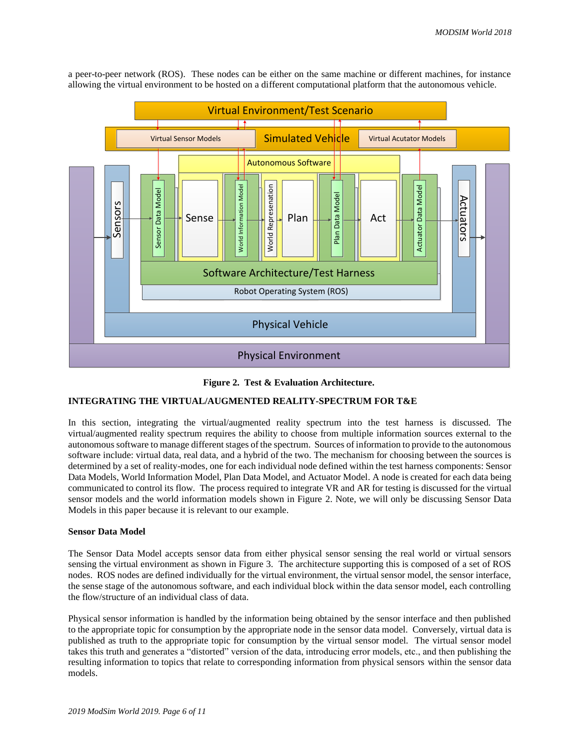a peer-to-peer network (ROS). These nodes can be either on the same machine or different machines, for instance allowing the virtual environment to be hosted on a different computational platform that the autonomous vehicle.

**Figure 2. Test & Evaluation Architecture.**

## INTEGRATING THE VIRTUAL/AUGMENTED REALITY-SPECTRUM FOR T&E

In this section, integrating the virtual/augmented reality spectrum into the test harness is discussed. The virtual/augmented reality spectrum requires the ability to choose from multiple information sources external to the autonomous software to manage different stages of the spectrum. Sources of information to provide to the autonomous software include: virtual data, real data, and a hybrid of the two. The mechanism for choosing between the sources is determined by a set of reality-modes, one for each individual node defined within the test harness components: Sensor Data Models, World Information Model, Plan Data Model, and Actuator Model. A node is created for each data being communicated to control its flow. The process required to integrate VR and AR for testing is discussed for the virtual sensor models and the world information models shown in Figure 2. Note, we will only be discussing Sensor Data Models in this paper because it is relevant to our example.

### Sensor Data Model

The Sensor Data Model accepts sensor data from either physical sensor sensing the real world or virtual sensors sensing the virtual environment as shown in Figure 3. The architecture supporting this is composed of a set of ROS nodes. ROS nodes are defined individually for the virtual environment, the virtual sensor model, the sensor interface, the sense stage of the autonomous software, and each individual block within the data sensor model, each controlling the flow/structure of an individual class of data.

Physical sensor information is handled by the information being obtained by the sensor interface and then published to the appropriate topic for consumption by the appropriate node in the sensor data model. Conversely, virtual data is published as truth to the appropriate topic for consumption by the virtual sensor model. The virtual sensor model takes this truth and generates a "distorted" version of the data, introducing error models, etc., and then publishing the resulting information to topics that relate to corresponding information from physical sensors within the sensor data models.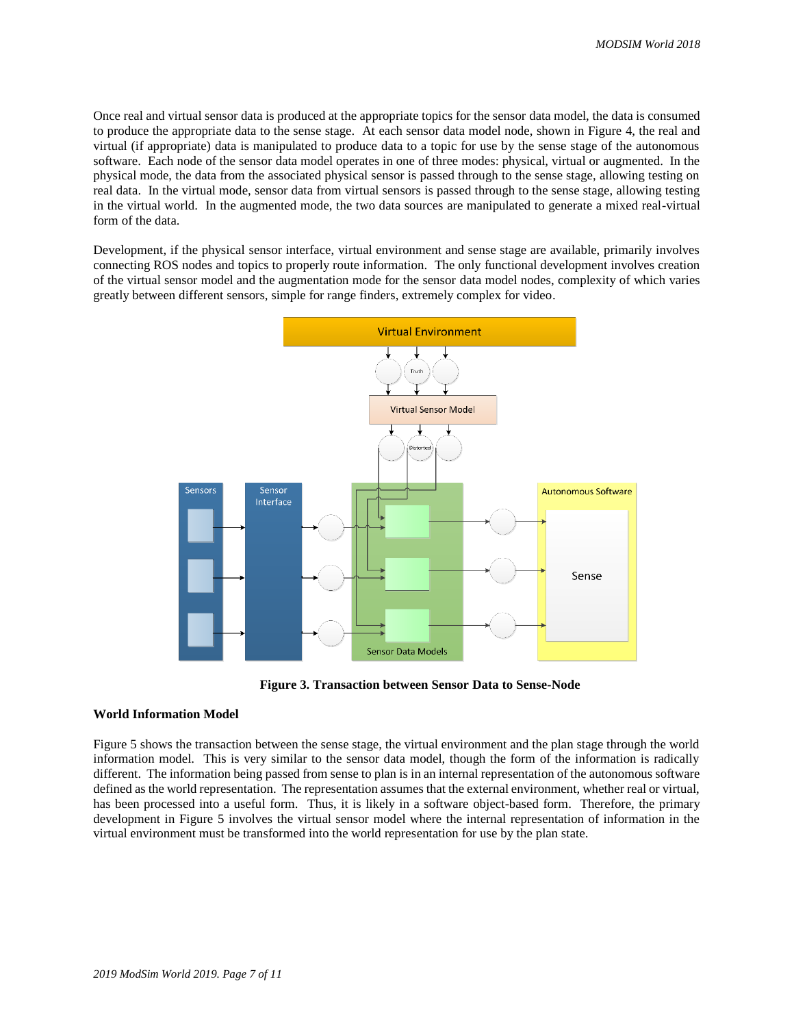Once real and virtual sensor data is produced at the appropriate topics for the sensor data model, the data is consumed to produce the appropriate data to the sense stage. At each sensor data model node, shown in Figure 4, the real and virtual (if appropriate) data is manipulated to produce data to a topic for use by the sense stage of the autonomous software. Each node of the sensor data model operates in one of three modes: physical, virtual or augmented. In the physical mode, the data from the associated physical sensor is passed through to the sense stage, allowing testing on real data. In the virtual mode, sensor data from virtual sensors is passed through to the sense stage, allowing testing in the virtual world. In the augmented mode, the two data sources are manipulated to generate a mixed real-virtual form of the data.

Development, if the physical sensor interface, virtual environment and sense stage are available, primarily involves connecting ROS nodes and topics to properly route information. The only functional development involves creation of the virtual sensor model and the augmentation mode for the sensor data model nodes, complexity of which varies greatly between different sensors, simple for range finders, extremely complex for video.

**Figure 3. Transaction between Sensor Data to Sense-Node**

**World Information Model**

Figure 5 shows the transaction between the sense stage, the virtual environment and the plan stage through the world information model. This is very similar to the sensor data model, though the form of the information is radically different. The information being passed from sense to plan is in an internal representation of the autonomous software defined as the world representation. The representation assumes that the external environment, whether real or virtual, has been processed into a useful form. Thus, it is likely in a software object-based form. Therefore, the primary development in Figure 5 involves the virtual sensor model where the internal representation of information in the virtual environment must be transformed into the world representation for use by the plan state.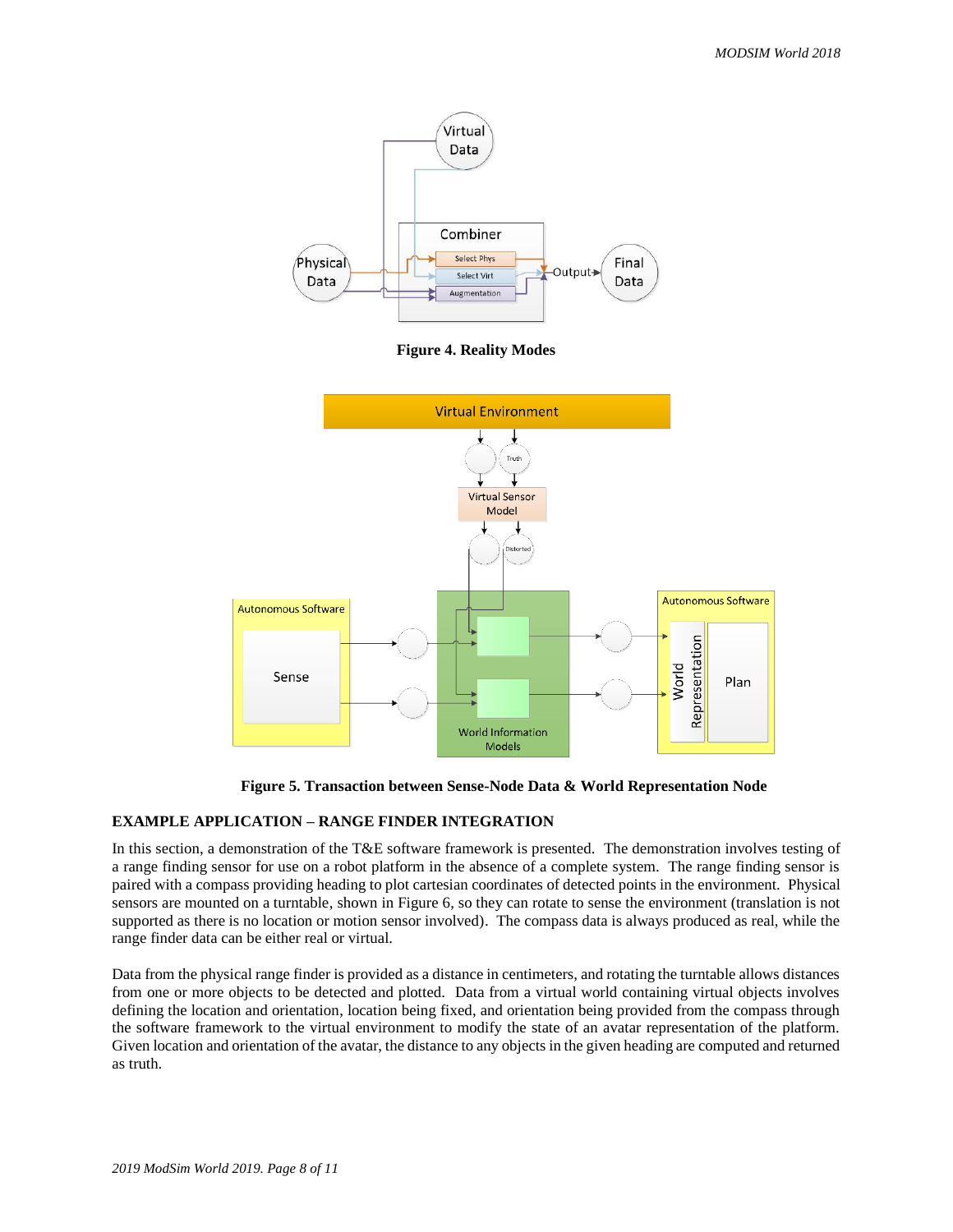**Figure 4. Reality Modes**

**Figure 5. Transaction between Sense-Node Data & World Representation Node**

## EXAMPLE APPLICATION – RANGE FINDER INTEGRATION

In this section, a demonstration of the T&E software framework is presented. The demonstration involves testing of a range finding sensor for use on a robot platform in the absence of a complete system. The range finding sensor is paired with a compass providing heading to plot cartesian coordinates of detected points in the environment. Physical sensors are mounted on a turntable, shown in Figure 6, so they can rotate to sense the environment (translation is not supported as there is no location or motion sensor involved). The compass data is always produced as real, while the range finder data can be either real or virtual.

Data from the physical range finder is provided as a distance in centimeters, and rotating the turntable allows distances from one or more objects to be detected and plotted. Data from a virtual world containing virtual objects involves defining the location and orientation, location being fixed, and orientation being provided from the compass through the software framework to the virtual environment to modify the state of an avatar representation of the platform. Given location and orientation of the avatar, the distance to any objects in the given heading are computed and returned as truth.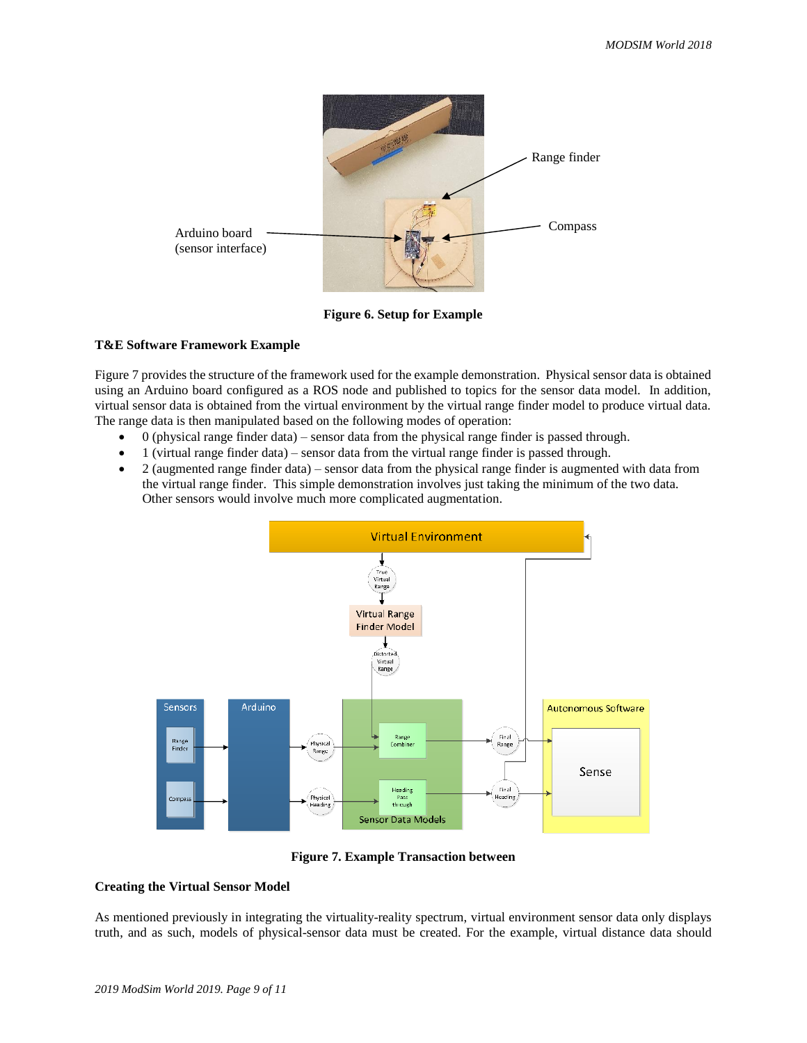Figure 6. Setup for Example

### T&E Software Framework Example

Figure 7 provides the structure of the framework used for the example demonstration. Physical sensor data is obtained using an Arduino board configured as a ROS node and published to topics for the sensor data model. In addition, virtual sensor data is obtained from the virtual environment by the virtual range finder model to produce virtual data. The range data is then manipulated based on the following modes of operation:

- 0 (physical range finder data) – sensor data from the physical range finder is passed through.
- 1 (virtual range finder data) – sensor data from the virtual range finder is passed through.
- 2 (augmented range finder data) – sensor data from the physical range finder is augmented with data from the virtual range finder. This simple demonstration involves just taking the minimum of the two data. Other sensors would involve much more complicated augmentation.

Figure 7. Example Transaction between

### Creating the Virtual Sensor Model

As mentioned previously in integrating the virtuality-reality spectrum, virtual environment sensor data only displays truth, and as such, models of physical-sensor data must be created. For the example, virtual distance data should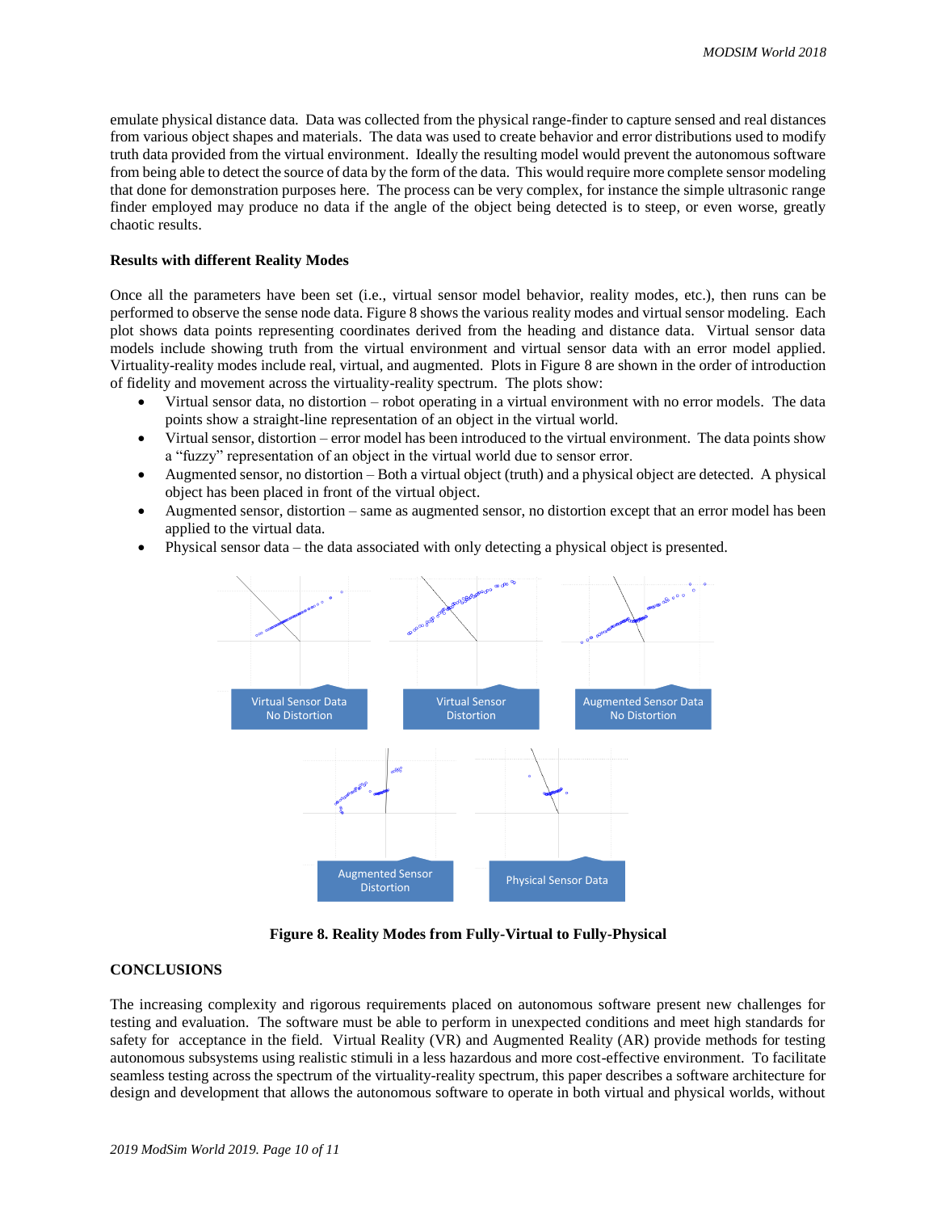emulate physical distance data. Data was collected from the physical range-finder to capture sensed and real distances from various object shapes and materials. The data was used to create behavior and error distributions used to modify truth data provided from the virtual environment. Ideally the resulting model would prevent the autonomous software from being able to detect the source of data by the form of the data. This would require more complete sensor modeling that done for demonstration purposes here. The process can be very complex, for instance the simple ultrasonic range finder employed may produce no data if the angle of the object being detected is to steep, or even worse, greatly chaotic results.

**Results with different Reality Modes**

Once all the parameters have been set (i.e., virtual sensor model behavior, reality modes, etc.), then runs can be performed to observe the sense node data. Figure 8 shows the various reality modes and virtual sensor modeling. Each plot shows data points representing coordinates derived from the heading and distance data. Virtual sensor data models include showing truth from the virtual environment and virtual sensor data with an error model applied. Virtuality-reality modes include real, virtual, and augmented. Plots in Figure 8 are shown in the order of introduction of fidelity and movement across the virtuality-reality spectrum. The plots show:

- Virtual sensor data, no distortion – robot operating in a virtual environment with no error models. The data points show a straight-line representation of an object in the virtual world.
- Virtual sensor, distortion – error model has been introduced to the virtual environment. The data points show a "fuzzy" representation of an object in the virtual world due to sensor error.
- Augmented sensor, no distortion – Both a virtual object (truth) and a physical object are detected. A physical object has been placed in front of the virtual object.
- Augmented sensor, distortion – same as augmented sensor, no distortion except that an error model has been applied to the virtual data.
- Physical sensor data – the data associated with only detecting a physical object is presented.

Virtual Sensor Data No Distortion

Virtual Sensor Distortion

Augmented Sensor Data No Distortion

Augmented Sensor Distortion

Physical Sensor Data

**Figure 8. Reality Modes from Fully-Virtual to Fully-Physical**

## CONCLUSIONS

The increasing complexity and rigorous requirements placed on autonomous software present new challenges for testing and evaluation. The software must be able to perform in unexpected conditions and meet high standards for safety for acceptance in the field. Virtual Reality (VR) and Augmented Reality (AR) provide methods for testing autonomous subsystems using realistic stimuli in a less hazardous and more cost-effective environment. To facilitate seamless testing across the spectrum of the virtuality-reality spectrum, this paper describes a software architecture for design and development that allows the autonomous software to operate in both virtual and physical worlds, without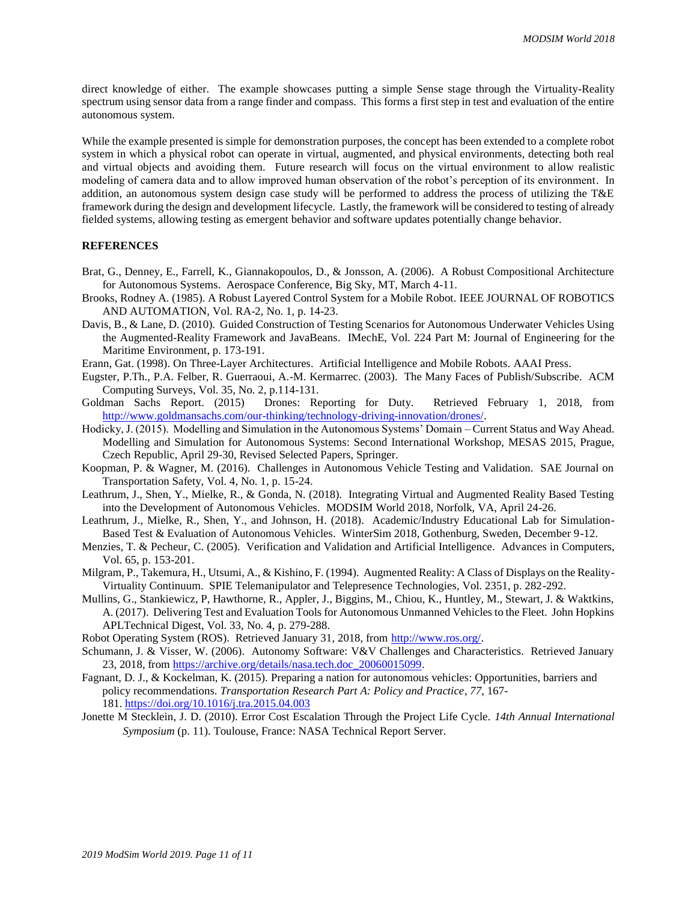direct knowledge of either. The example showcases putting a simple Sense stage through the Virtuality-Reality spectrum using sensor data from a range finder and compass. This forms a first step in test and evaluation of the entire autonomous system.

While the example presented is simple for demonstration purposes, the concept has been extended to a complete robot system in which a physical robot can operate in virtual, augmented, and physical environments, detecting both real and virtual objects and avoiding them. Future research will focus on the virtual environment to allow realistic modeling of camera data and to allow improved human observation of the robot's perception of its environment. In addition, an autonomous system design case study will be performed to address the process of utilizing the T&E framework during the design and development lifecycle. Lastly, the framework will be considered to testing of already fielded systems, allowing testing as emergent behavior and software updates potentially change behavior.

**REFERENCES**

Brat, G., Denney, E., Farrell, K., Giannakopoulos, D., & Jonsson, A. (2006). A Robust Compositional Architecture for Autonomous Systems. Aerospace Conference, Big Sky, MT, March 4-11.

Brooks, Rodney A. (1985). A Robust Layered Control System for a Mobile Robot. IEEE JOURNAL OF ROBOTICS AND AUTOMATION, Vol. RA-2, No. 1, p. 14-23.

Davis, B., & Lane, D. (2010). Guided Construction of Testing Scenarios for Autonomous Underwater Vehicles Using the Augmented-Reality Framework and JavaBeans. IMechE, Vol. 224 Part M: Journal of Engineering for the Maritime Environment, p. 173-191.

Erann, Gat. (1998). On Three-Layer Architectures. Artificial Intelligence and Mobile Robots. AAAI Press.

Eugster, P.Th., P.A. Felber, R. Guerraoui, A.-M. Kermarrec. (2003). The Many Faces of Publish/Subscribe. ACM Computing Surveys, Vol. 35, No. 2, p.114-131.

Goldman Sachs Report. (2015) Drones: Reporting for Duty. Retrieved February 1, 2018, from http://www.goldmansachs.com/our-thinking/technology-driving-innovation/drones/.

Hodicky, J. (2015). Modelling and Simulation in the Autonomous Systems' Domain – Current Status and Way Ahead. Modelling and Simulation for Autonomous Systems: Second International Workshop, MESAS 2015, Prague, Czech Republic, April 29-30, Revised Selected Papers, Springer.

Koopman, P. & Wagner, M. (2016). Challenges in Autonomous Vehicle Testing and Validation. SAE Journal on Transportation Safety, Vol. 4, No. 1, p. 15-24.

Leathrum, J., Shen, Y., Mielke, R., & Gonda, N. (2018). Integrating Virtual and Augmented Reality Based Testing into the Development of Autonomous Vehicles. MODSIM World 2018, Norfolk, VA, April 24-26.

Leathrum, J., Mielke, R., Shen, Y., and Johnson, H. (2018). Academic/Industry Educational Lab for Simulation-Based Test & Evaluation of Autonomous Vehicles. WinterSim 2018, Gothenburg, Sweden, December 9-12.

Menzies, T. & Pecheur, C. (2005). Verification and Validation and Artificial Intelligence. Advances in Computers, Vol. 65, p. 153-201.

Milgram, P., Takemura, H., Utsumi, A., & Kishino, F. (1994). Augmented Reality: A Class of Displays on the Reality-Virtuality Continuum. SPIE Telemanipulator and Telepresence Technologies, Vol. 2351, p. 282-292.

Mullins, G., Stankiewicz, P, Hawthorne, R., Appler, J., Biggins, M., Chiou, K., Huntley, M., Stewart, J. & Waktkins, A. (2017). Delivering Test and Evaluation Tools for Autonomous Unmanned Vehicles to the Fleet. John Hopkins APLTechnical Digest, Vol. 33, No. 4, p. 279-288.

Robot Operating System (ROS). Retrieved January 31, 2018, from http://www.ros.org/.

Schumann, J. & Visser, W. (2006). Autonomy Software: V&V Challenges and Characteristics. Retrieved January 23, 2018, from https://archive.org/details/nasa.tech.doc_20060015099.

Fagnant, D. J., & Kockelman, K. (2015). Preparing a nation for autonomous vehicles: Opportunities, barriers and policy recommendations. *Transportation Research Part A: Policy and Practice*, *77*, 167-181. https://doi.org/10.1016/j.tra.2015.04.003

Jonette M Stecklein, J. D. (2010). Error Cost Escalation Through the Project Life Cycle. *14th Annual International Symposium* (p. 11). Toulouse, France: NASA Technical Report Server.